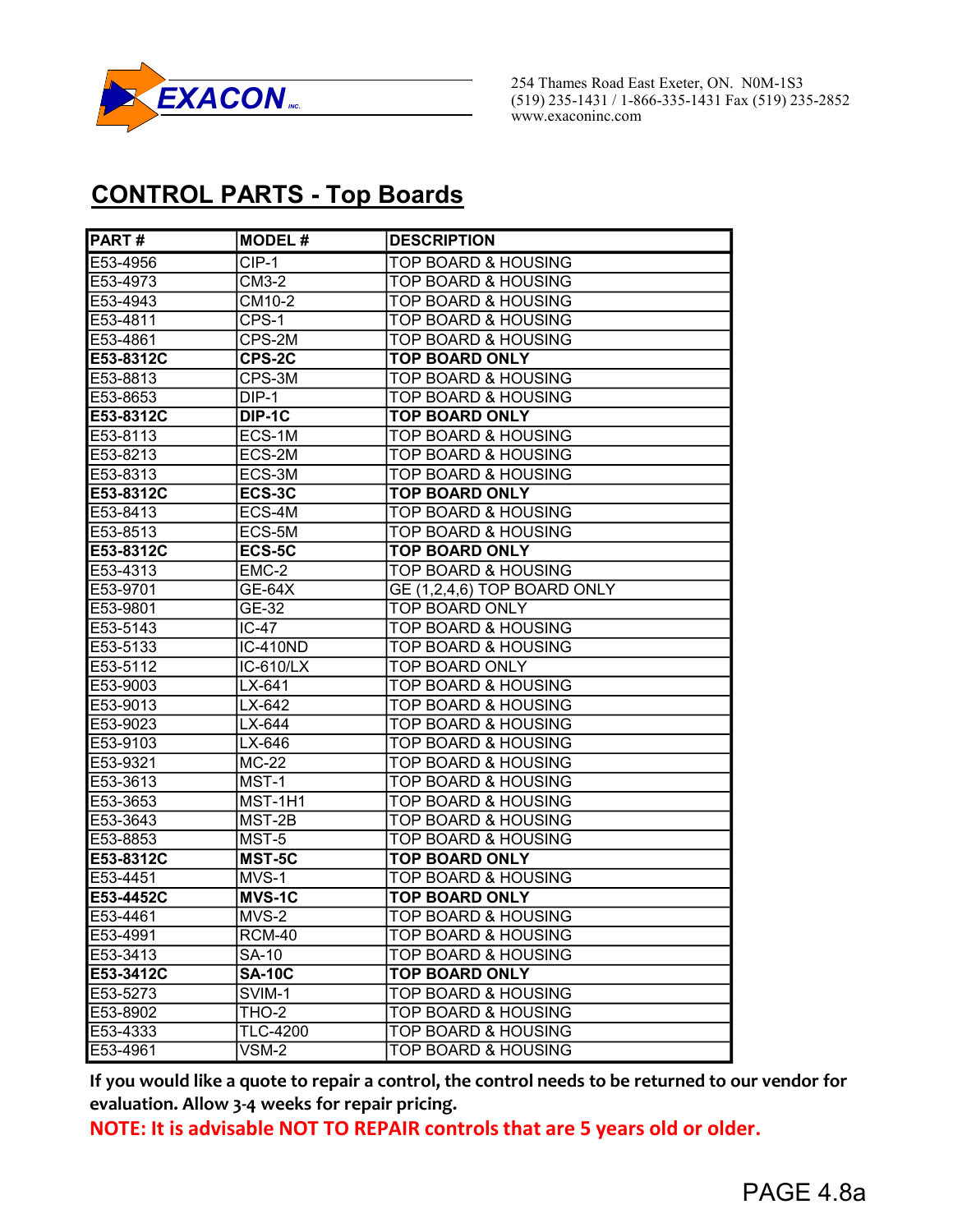EXACON INC.

254 Thames Road East Exeter, ON. N0M-1S3
(519) 235-1431 / 1-866-335-1431 Fax (519) 235-2852
www.exaconinc.com

## CONTROL PARTS - Top Boards

| PART # | MODEL # | DESCRIPTION |
|---|---|---|
| E53-4956 | CIP-1 | TOP BOARD & HOUSING |
| E53-4973 | CM3-2 | TOP BOARD & HOUSING |
| E53-4943 | CM10-2 | TOP BOARD & HOUSING |
| E53-4811 | CPS-1 | TOP BOARD & HOUSING |
| E53-4861 | CPS-2M | TOP BOARD & HOUSING |
| **E53-8312C** | **CPS-2C** | **TOP BOARD ONLY** |
| E53-8813 | CPS-3M | TOP BOARD & HOUSING |
| E53-8653 | DIP-1 | TOP BOARD & HOUSING |
| **E53-8312C** | **DIP-1C** | **TOP BOARD ONLY** |
| E53-8113 | ECS-1M | TOP BOARD & HOUSING |
| E53-8213 | ECS-2M | TOP BOARD & HOUSING |
| E53-8313 | ECS-3M | TOP BOARD & HOUSING |
| **E53-8312C** | **ECS-3C** | **TOP BOARD ONLY** |
| E53-8413 | ECS-4M | TOP BOARD & HOUSING |
| E53-8513 | ECS-5M | TOP BOARD & HOUSING |
| **E53-8312C** | **ECS-5C** | **TOP BOARD ONLY** |
| E53-4313 | EMC-2 | TOP BOARD & HOUSING |
| E53-9701 | GE-64X | GE (1,2,4,6) TOP BOARD ONLY |
| E53-9801 | GE-32 | TOP BOARD ONLY |
| E53-5143 | IC-47 | TOP BOARD & HOUSING |
| E53-5133 | IC-410ND | TOP BOARD & HOUSING |
| E53-5112 | IC-610/LX | TOP BOARD ONLY |
| E53-9003 | LX-641 | TOP BOARD & HOUSING |
| E53-9013 | LX-642 | TOP BOARD & HOUSING |
| E53-9023 | LX-644 | TOP BOARD & HOUSING |
| E53-9103 | LX-646 | TOP BOARD & HOUSING |
| E53-9321 | MC-22 | TOP BOARD & HOUSING |
| E53-3613 | MST-1 | TOP BOARD & HOUSING |
| E53-3653 | MST-1H1 | TOP BOARD & HOUSING |
| E53-3643 | MST-2B | TOP BOARD & HOUSING |
| E53-8853 | MST-5 | TOP BOARD & HOUSING |
| **E53-8312C** | **MST-5C** | **TOP BOARD ONLY** |
| E53-4451 | MVS-1 | TOP BOARD & HOUSING |
| **E53-4452C** | **MVS-1C** | **TOP BOARD ONLY** |
| E53-4461 | MVS-2 | TOP BOARD & HOUSING |
| E53-4991 | RCM-40 | TOP BOARD & HOUSING |
| E53-3413 | SA-10 | TOP BOARD & HOUSING |
| **E53-3412C** | **SA-10C** | **TOP BOARD ONLY** |
| E53-5273 | SVIM-1 | TOP BOARD & HOUSING |
| E53-8902 | THO-2 | TOP BOARD & HOUSING |
| E53-4333 | TLC-4200 | TOP BOARD & HOUSING |
| E53-4961 | VSM-2 | TOP BOARD & HOUSING |

**If you would like a quote to repair a control, the control needs to be returned to our vendor for evaluation. Allow 3-4 weeks for repair pricing.**

**NOTE: It is advisable NOT TO REPAIR controls that are 5 years old or older.**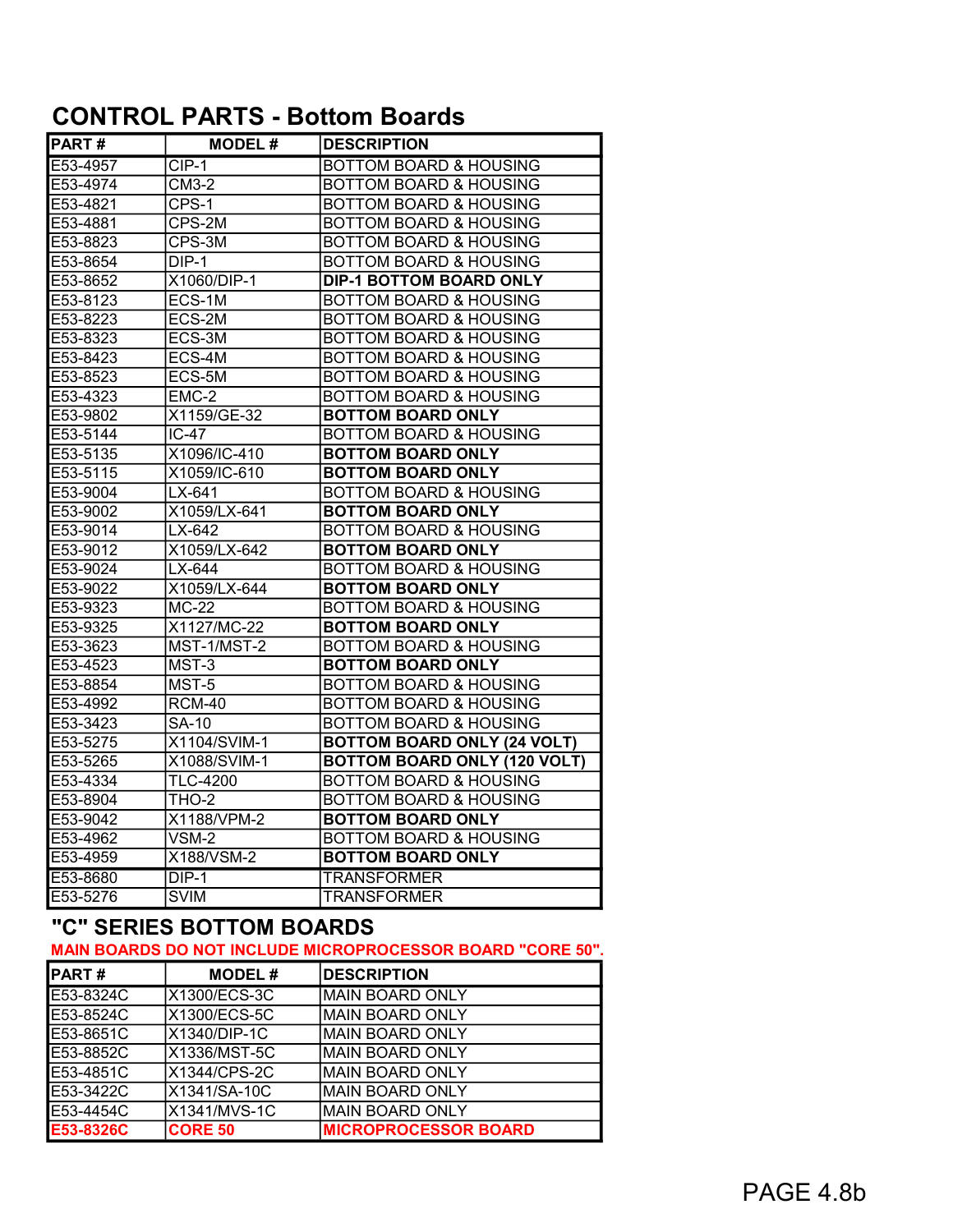## CONTROL PARTS - Bottom Boards

| PART # | MODEL # | DESCRIPTION |
|---|---|---|
| E53-4957 | CIP-1 | BOTTOM BOARD & HOUSING |
| E53-4974 | CM3-2 | BOTTOM BOARD & HOUSING |
| E53-4821 | CPS-1 | BOTTOM BOARD & HOUSING |
| E53-4881 | CPS-2M | BOTTOM BOARD & HOUSING |
| E53-8823 | CPS-3M | BOTTOM BOARD & HOUSING |
| E53-8654 | DIP-1 | BOTTOM BOARD & HOUSING |
| E53-8652 | X1060/DIP-1 | **DIP-1 BOTTOM BOARD ONLY** |
| E53-8123 | ECS-1M | BOTTOM BOARD & HOUSING |
| E53-8223 | ECS-2M | BOTTOM BOARD & HOUSING |
| E53-8323 | ECS-3M | BOTTOM BOARD & HOUSING |
| E53-8423 | ECS-4M | BOTTOM BOARD & HOUSING |
| E53-8523 | ECS-5M | BOTTOM BOARD & HOUSING |
| E53-4323 | EMC-2 | BOTTOM BOARD & HOUSING |
| E53-9802 | X1159/GE-32 | **BOTTOM BOARD ONLY** |
| E53-5144 | IC-47 | BOTTOM BOARD & HOUSING |
| E53-5135 | X1096/IC-410 | **BOTTOM BOARD ONLY** |
| E53-5115 | X1059/IC-610 | **BOTTOM BOARD ONLY** |
| E53-9004 | LX-641 | BOTTOM BOARD & HOUSING |
| E53-9002 | X1059/LX-641 | **BOTTOM BOARD ONLY** |
| E53-9014 | LX-642 | BOTTOM BOARD & HOUSING |
| E53-9012 | X1059/LX-642 | **BOTTOM BOARD ONLY** |
| E53-9024 | LX-644 | BOTTOM BOARD & HOUSING |
| E53-9022 | X1059/LX-644 | **BOTTOM BOARD ONLY** |
| E53-9323 | MC-22 | BOTTOM BOARD & HOUSING |
| E53-9325 | X1127/MC-22 | **BOTTOM BOARD ONLY** |
| E53-3623 | MST-1/MST-2 | BOTTOM BOARD & HOUSING |
| E53-4523 | MST-3 | **BOTTOM BOARD ONLY** |
| E53-8854 | MST-5 | BOTTOM BOARD & HOUSING |
| E53-4992 | RCM-40 | BOTTOM BOARD & HOUSING |
| E53-3423 | SA-10 | BOTTOM BOARD & HOUSING |
| E53-5275 | X1104/SVIM-1 | **BOTTOM BOARD ONLY (24 VOLT)** |
| E53-5265 | X1088/SVIM-1 | **BOTTOM BOARD ONLY (120 VOLT)** |
| E53-4334 | TLC-4200 | BOTTOM BOARD & HOUSING |
| E53-8904 | THO-2 | BOTTOM BOARD & HOUSING |
| E53-9042 | X1188/VPM-2 | **BOTTOM BOARD ONLY** |
| E53-4962 | VSM-2 | BOTTOM BOARD & HOUSING |
| E53-4959 | X188/VSM-2 | **BOTTOM BOARD ONLY** |
| E53-8680 | DIP-1 | TRANSFORMER |
| E53-5276 | SVIM | TRANSFORMER |

## "C" SERIES BOTTOM BOARDS

**MAIN BOARDS DO NOT INCLUDE MICROPROCESSOR BOARD "CORE 50".**

| PART # | MODEL # | DESCRIPTION |
|---|---|---|
| E53-8324C | X1300/ECS-3C | MAIN BOARD ONLY |
| E53-8524C | X1300/ECS-5C | MAIN BOARD ONLY |
| E53-8651C | X1340/DIP-1C | MAIN BOARD ONLY |
| E53-8852C | X1336/MST-5C | MAIN BOARD ONLY |
| E53-4851C | X1344/CPS-2C | MAIN BOARD ONLY |
| E53-3422C | X1341/SA-10C | MAIN BOARD ONLY |
| E53-4454C | X1341/MVS-1C | MAIN BOARD ONLY |
| **E53-8326C** | **CORE 50** | **MICROPROCESSOR BOARD** |